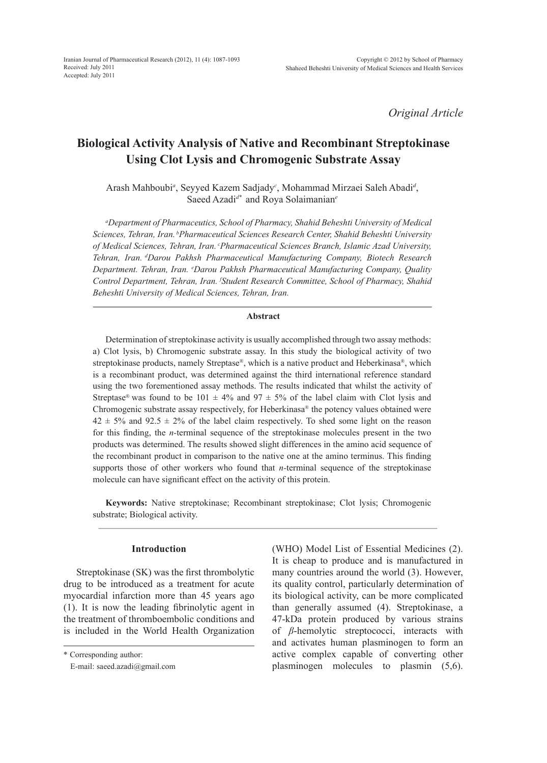Original Article

# Biological Activity Analysis of Native and Recombinant Streptokinase Using Clot Lysis and Chromogenic Substrate Assay

Arash Mahboubi[a], Seyyed Kazem Sadjady[c], Mohammad Mirzaei Saleh Abadi[d], Saeed Azadi[d*] and Roya Solaimanian[e]

*[a]Department of Pharmaceutics, School of Pharmacy, Shahid Beheshti University of Medical Sciences, Tehran, Iran. [b]Pharmaceutical Sciences Research Center, Shahid Beheshti University of Medical Sciences, Tehran, Iran. [c]Pharmaceutical Sciences Branch, Islamic Azad University, Tehran, Iran. [d]Darou Pakhsh Pharmaceutical Manufacturing Company, Biotech Research Department. Tehran, Iran. [e]Darou Pakhsh Pharmaceutical Manufacturing Company, Quality Control Department, Tehran, Iran. [f]Student Research Committee, School of Pharmacy, Shahid Beheshti University of Medical Sciences, Tehran, Iran.*

## Abstract

Determination of streptokinase activity is usually accomplished through two assay methods: a) Clot lysis, b) Chromogenic substrate assay. In this study the biological activity of two streptokinase products, namely Streptase®, which is a native product and Heberkinasa®, which is a recombinant product, was determined against the third international reference standard using the two forementioned assay methods. The results indicated that whilst the activity of Streptase® was found to be 101 ± 4% and 97 ± 5% of the label claim with Clot lysis and Chromogenic substrate assay respectively, for Heberkinasa® the potency values obtained were 42 ± 5% and 92.5 ± 2% of the label claim respectively. To shed some light on the reason for this finding, the *n*-terminal sequence of the streptokinase molecules present in the two products was determined. The results showed slight differences in the amino acid sequence of the recombinant product in comparison to the native one at the amino terminus. This finding supports those of other workers who found that *n*-terminal sequence of the streptokinase molecule can have significant effect on the activity of this protein.

**Keywords:** Native streptokinase; Recombinant streptokinase; Clot lysis; Chromogenic substrate; Biological activity.

## Introduction

Streptokinase (SK) was the first thrombolytic drug to be introduced as a treatment for acute myocardial infarction more than 45 years ago (1). It is now the leading fibrinolytic agent in the treatment of thromboembolic conditions and is included in the World Health Organization (WHO) Model List of Essential Medicines (2). It is cheap to produce and is manufactured in many countries around the world (3). However, its quality control, particularly determination of its biological activity, can be more complicated than generally assumed (4). Streptokinase, a 47-kDa protein produced by various strains of *β*-hemolytic streptococci, interacts with and activates human plasminogen to form an active complex capable of converting other plasminogen molecules to plasmin (5,6).

\* Corresponding author:
E-mail: saeed.azadi@gmail.com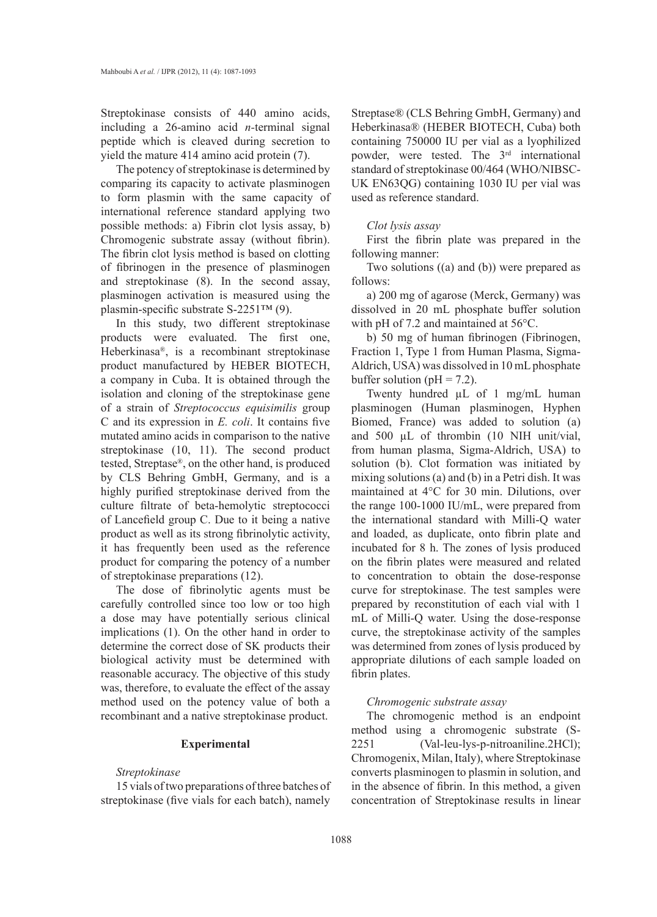Streptokinase consists of 440 amino acids, including a 26-amino acid *n*-terminal signal peptide which is cleaved during secretion to yield the mature 414 amino acid protein (7).

The potency of streptokinase is determined by comparing its capacity to activate plasminogen to form plasmin with the same capacity of international reference standard applying two possible methods: a) Fibrin clot lysis assay, b) Chromogenic substrate assay (without fibrin). The fibrin clot lysis method is based on clotting of fibrinogen in the presence of plasminogen and streptokinase (8). In the second assay, plasminogen activation is measured using the plasmin-specific substrate S-2251™ (9).

In this study, two different streptokinase products were evaluated. The first one, Heberkinasa®, is a recombinant streptokinase product manufactured by HEBER BIOTECH, a company in Cuba. It is obtained through the isolation and cloning of the streptokinase gene of a strain of *Streptococcus equisimilis* group C and its expression in *E. coli*. It contains five mutated amino acids in comparison to the native streptokinase (10, 11). The second product tested, Streptase®, on the other hand, is produced by CLS Behring GmbH, Germany, and is a highly purified streptokinase derived from the culture filtrate of beta-hemolytic streptococci of Lancefield group C. Due to it being a native product as well as its strong fibrinolytic activity, it has frequently been used as the reference product for comparing the potency of a number of streptokinase preparations (12).

The dose of fibrinolytic agents must be carefully controlled since too low or too high a dose may have potentially serious clinical implications (1). On the other hand in order to determine the correct dose of SK products their biological activity must be determined with reasonable accuracy. The objective of this study was, therefore, to evaluate the effect of the assay method used on the potency value of both a recombinant and a native streptokinase product.

## Experimental

*Streptokinase*

15 vials of two preparations of three batches of streptokinase (five vials for each batch), namely Streptase® (CLS Behring GmbH, Germany) and Heberkinasa® (HEBER BIOTECH, Cuba) both containing 750000 IU per vial as a lyophilized powder, were tested. The 3rd international standard of streptokinase 00/464 (WHO/NIBSC-UK EN63QG) containing 1030 IU per vial was used as reference standard.

*Clot lysis assay*

First the fibrin plate was prepared in the following manner:

Two solutions ((a) and (b)) were prepared as follows:

a) 200 mg of agarose (Merck, Germany) was dissolved in 20 mL phosphate buffer solution with pH of 7.2 and maintained at 56°C.

b) 50 mg of human fibrinogen (Fibrinogen, Fraction 1, Type 1 from Human Plasma, Sigma-Aldrich, USA) was dissolved in 10 mL phosphate buffer solution (pH = 7.2).

Twenty hundred µL of 1 mg/mL human plasminogen (Human plasminogen, Hyphen Biomed, France) was added to solution (a) and 500 µL of thrombin (10 NIH unit/vial, from human plasma, Sigma-Aldrich, USA) to solution (b). Clot formation was initiated by mixing solutions (a) and (b) in a Petri dish. It was maintained at 4°C for 30 min. Dilutions, over the range 100-1000 IU/mL, were prepared from the international standard with Milli-Q water and loaded, as duplicate, onto fibrin plate and incubated for 8 h. The zones of lysis produced on the fibrin plates were measured and related to concentration to obtain the dose-response curve for streptokinase. The test samples were prepared by reconstitution of each vial with 1 mL of Milli-Q water. Using the dose-response curve, the streptokinase activity of the samples was determined from zones of lysis produced by appropriate dilutions of each sample loaded on fibrin plates.

*Chromogenic substrate assay*

The chromogenic method is an endpoint method using a chromogenic substrate (S-2251 (Val-leu-lys-p-nitroaniline.2HCl); Chromogenix, Milan, Italy), where Streptokinase converts plasminogen to plasmin in solution, and in the absence of fibrin. In this method, a given concentration of Streptokinase results in linear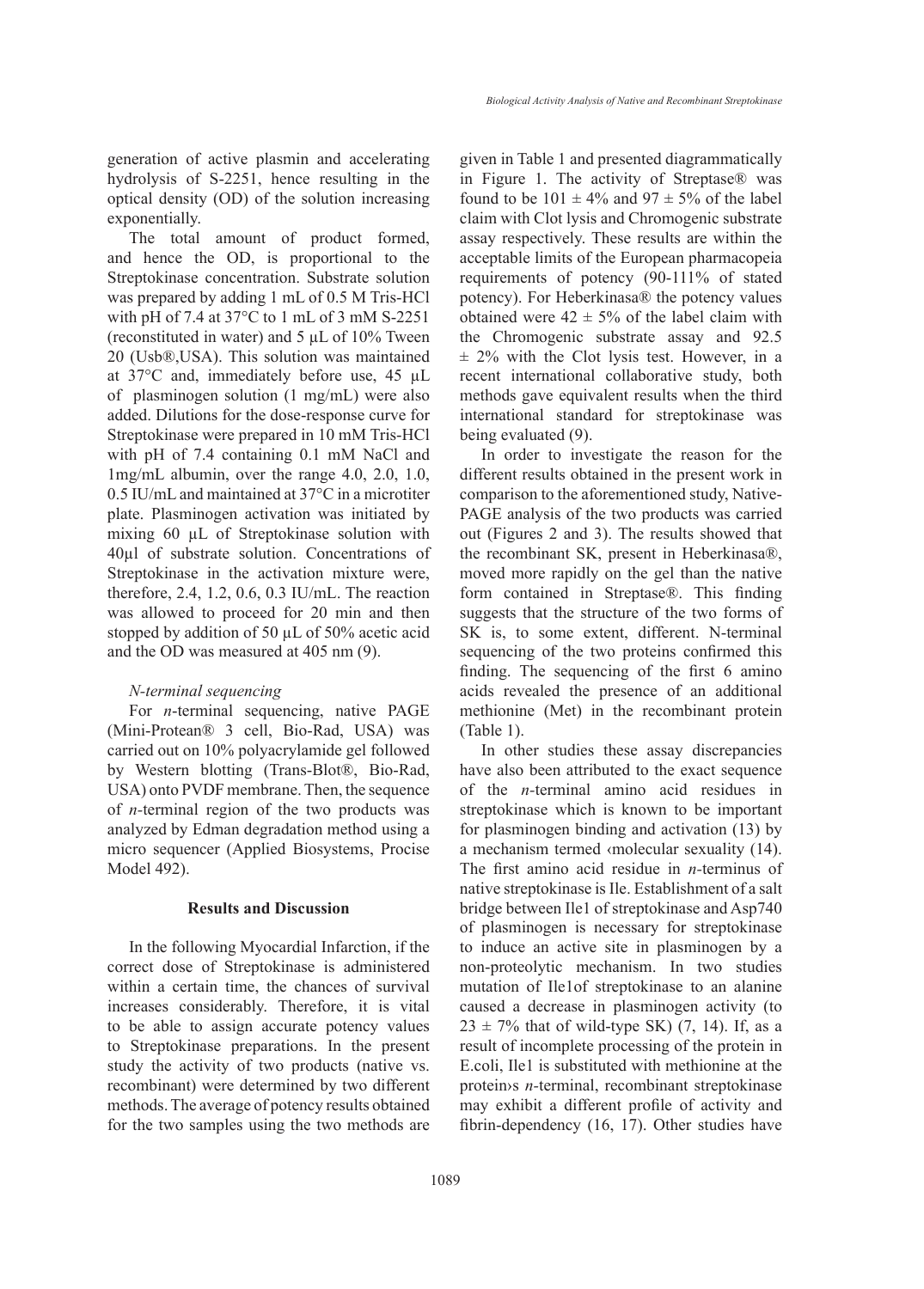generation of active plasmin and accelerating hydrolysis of S-2251, hence resulting in the optical density (OD) of the solution increasing exponentially.

The total amount of product formed, and hence the OD, is proportional to the Streptokinase concentration. Substrate solution was prepared by adding 1 mL of 0.5 M Tris-HCl with pH of 7.4 at 37°C to 1 mL of 3 mM S-2251 (reconstituted in water) and 5 µL of 10% Tween 20 (Usb®,USA). This solution was maintained at 37°C and, immediately before use, 45 µL of plasminogen solution (1 mg/mL) were also added. Dilutions for the dose-response curve for Streptokinase were prepared in 10 mM Tris-HCl with pH of 7.4 containing 0.1 mM NaCl and 1mg/mL albumin, over the range 4.0, 2.0, 1.0, 0.5 IU/mL and maintained at 37°C in a microtiter plate. Plasminogen activation was initiated by mixing 60 µL of Streptokinase solution with 40µl of substrate solution. Concentrations of Streptokinase in the activation mixture were, therefore, 2.4, 1.2, 0.6, 0.3 IU/mL. The reaction was allowed to proceed for 20 min and then stopped by addition of 50 µL of 50% acetic acid and the OD was measured at 405 nm (9).

### *N-terminal sequencing*

For *n*-terminal sequencing, native PAGE (Mini-Protean® 3 cell, Bio-Rad, USA) was carried out on 10% polyacrylamide gel followed by Western blotting (Trans-Blot®, Bio-Rad, USA) onto PVDF membrane. Then, the sequence of *n*-terminal region of the two products was analyzed by Edman degradation method using a micro sequencer (Applied Biosystems, Procise Model 492).

## Results and Discussion

In the following Myocardial Infarction, if the correct dose of Streptokinase is administered within a certain time, the chances of survival increases considerably. Therefore, it is vital to be able to assign accurate potency values to Streptokinase preparations. In the present study the activity of two products (native vs. recombinant) were determined by two different methods. The average of potency results obtained for the two samples using the two methods are given in Table 1 and presented diagrammatically in Figure 1. The activity of Streptase® was found to be 101 ± 4% and 97 ± 5% of the label claim with Clot lysis and Chromogenic substrate assay respectively. These results are within the acceptable limits of the European pharmacopeia requirements of potency (90-111% of stated potency). For Heberkinasa® the potency values obtained were 42 ± 5% of the label claim with the Chromogenic substrate assay and 92.5 ± 2% with the Clot lysis test. However, in a recent international collaborative study, both methods gave equivalent results when the third international standard for streptokinase was being evaluated (9).

In order to investigate the reason for the different results obtained in the present work in comparison to the aforementioned study, Native-PAGE analysis of the two products was carried out (Figures 2 and 3). The results showed that the recombinant SK, present in Heberkinasa®, moved more rapidly on the gel than the native form contained in Streptase®. This finding suggests that the structure of the two forms of SK is, to some extent, different. N-terminal sequencing of the two proteins confirmed this finding. The sequencing of the first 6 amino acids revealed the presence of an additional methionine (Met) in the recombinant protein (Table 1).

In other studies these assay discrepancies have also been attributed to the exact sequence of the *n*-terminal amino acid residues in streptokinase which is known to be important for plasminogen binding and activation (13) by a mechanism termed ‹molecular sexuality (14). The first amino acid residue in *n*-terminus of native streptokinase is Ile. Establishment of a salt bridge between Ile1 of streptokinase and Asp740 of plasminogen is necessary for streptokinase to induce an active site in plasminogen by a non-proteolytic mechanism. In two studies mutation of Ile1of streptokinase to an alanine caused a decrease in plasminogen activity (to 23 ± 7% that of wild-type SK) (7, 14). If, as a result of incomplete processing of the protein in E.coli, Ile1 is substituted with methionine at the protein›s *n*-terminal, recombinant streptokinase may exhibit a different profile of activity and fibrin-dependency (16, 17). Other studies have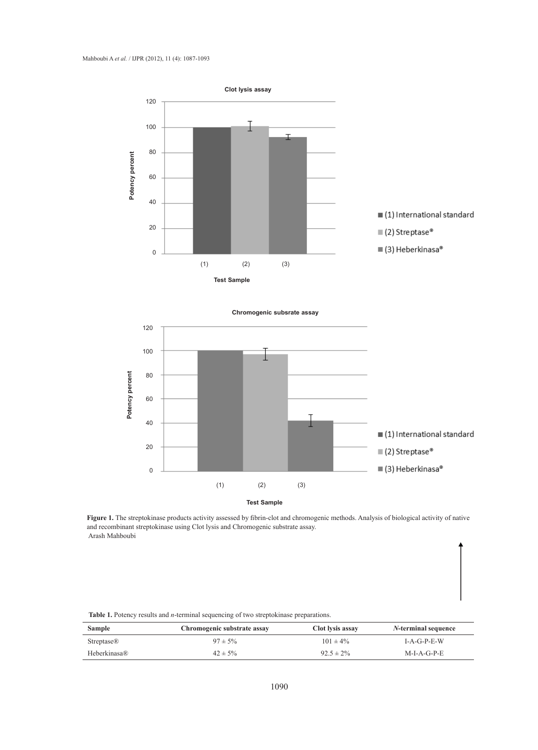Figure 1. The streptokinase products activity assessed by fibrin-clot and chromogenic methods. Analysis of biological activity of native and recombinant streptokinase using Clot lysis and Chromogenic substrate assay.
Arash Mahboubi

**Table 1.** Potency results and *n*-terminal sequencing of two streptokinase preparations.

| Sample | Chromogenic substrate assay | Clot lysis assay | *N*-terminal sequence |
|---|---|---|---|
| Streptase® | 97 ± 5% | 101 ± 4% | I-A-G-P-E-W |
| Heberkinasa® | 42 ± 5% | 92.5 ± 2% | M-I-A-G-P-E |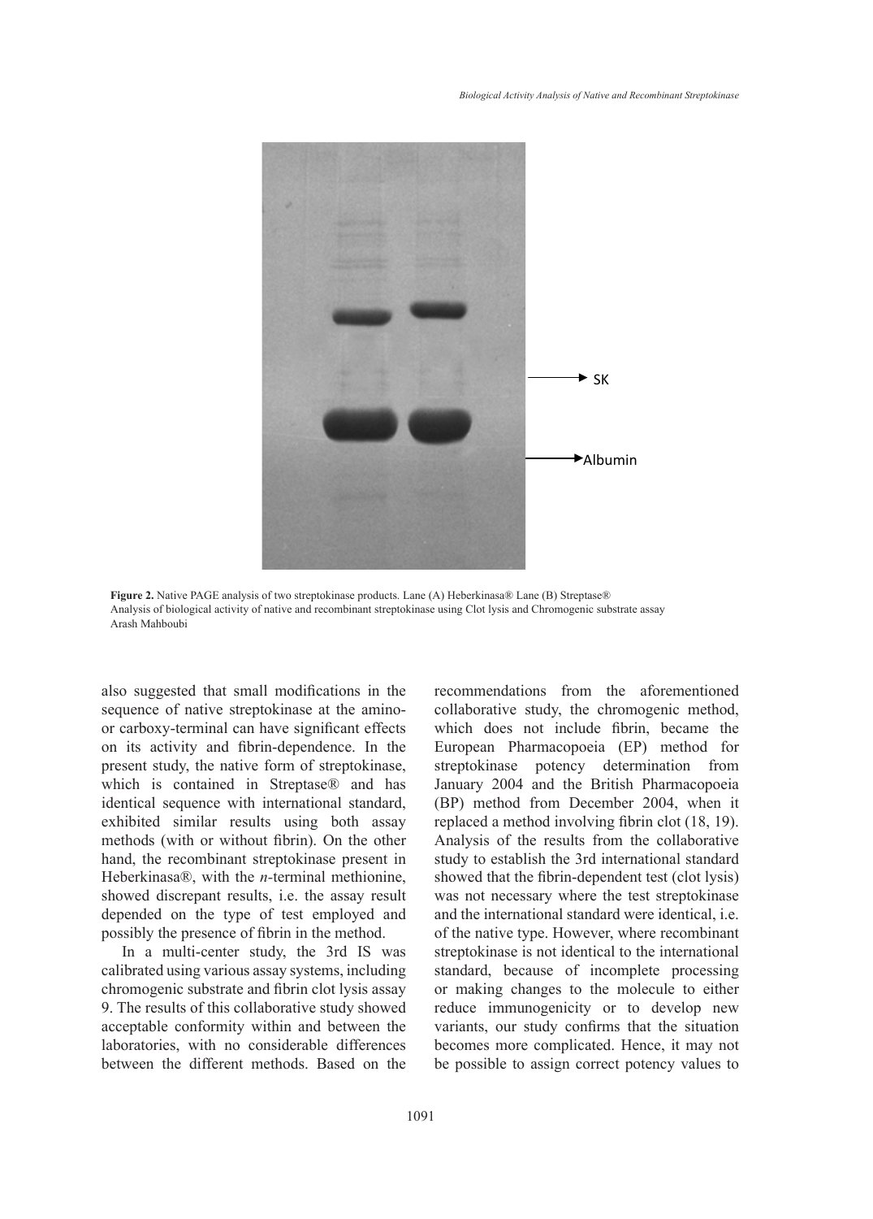SK

Albumin

**Figure 2.** Native PAGE analysis of two streptokinase products. Lane (A) Heberkinasa® Lane (B) Streptase®
Analysis of biological activity of native and recombinant streptokinase using Clot lysis and Chromogenic substrate assay
Arash Mahboubi

also suggested that small modifications in the sequence of native streptokinase at the amino- or carboxy-terminal can have significant effects on its activity and fibrin-dependence. In the present study, the native form of streptokinase, which is contained in Streptase® and has identical sequence with international standard, exhibited similar results using both assay methods (with or without fibrin). On the other hand, the recombinant streptokinase present in Heberkinasa®, with the *n*-terminal methionine, showed discrepant results, i.e. the assay result depended on the type of test employed and possibly the presence of fibrin in the method.

In a multi-center study, the 3rd IS was calibrated using various assay systems, including chromogenic substrate and fibrin clot lysis assay 9. The results of this collaborative study showed acceptable conformity within and between the laboratories, with no considerable differences between the different methods. Based on the recommendations from the aforementioned collaborative study, the chromogenic method, which does not include fibrin, became the European Pharmacopoeia (EP) method for streptokinase potency determination from January 2004 and the British Pharmacopoeia (BP) method from December 2004, when it replaced a method involving fibrin clot (18, 19). Analysis of the results from the collaborative study to establish the 3rd international standard showed that the fibrin-dependent test (clot lysis) was not necessary where the test streptokinase and the international standard were identical, i.e. of the native type. However, where recombinant streptokinase is not identical to the international standard, because of incomplete processing or making changes to the molecule to either reduce immunogenicity or to develop new variants, our study confirms that the situation becomes more complicated. Hence, it may not be possible to assign correct potency values to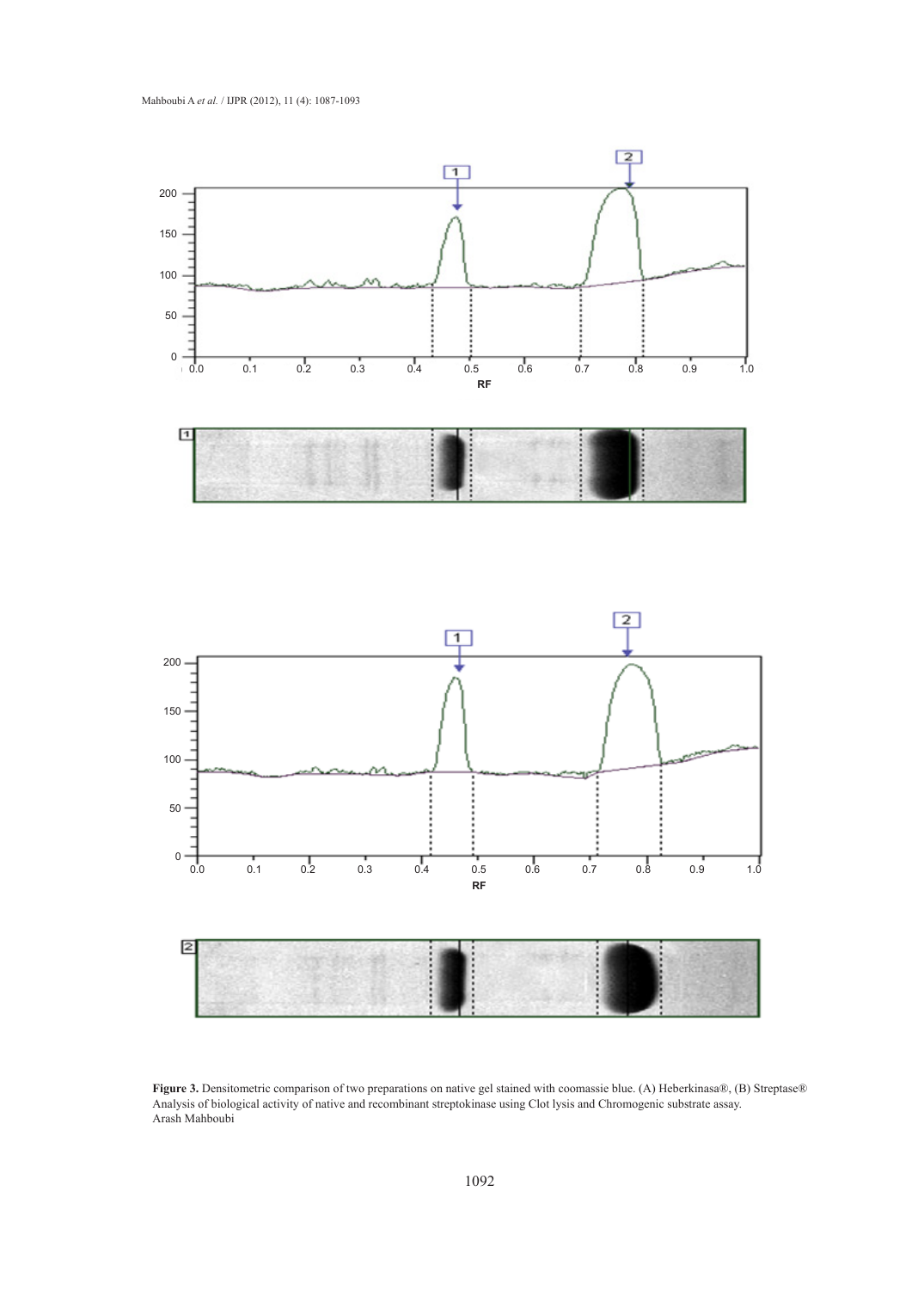**Figure 3.** Densitometric comparison of two preparations on native gel stained with coomassie blue. (A) Heberkinasa®, (B) Streptase®
Analysis of biological activity of native and recombinant streptokinase using Clot lysis and Chromogenic substrate assay.
Arash Mahboubi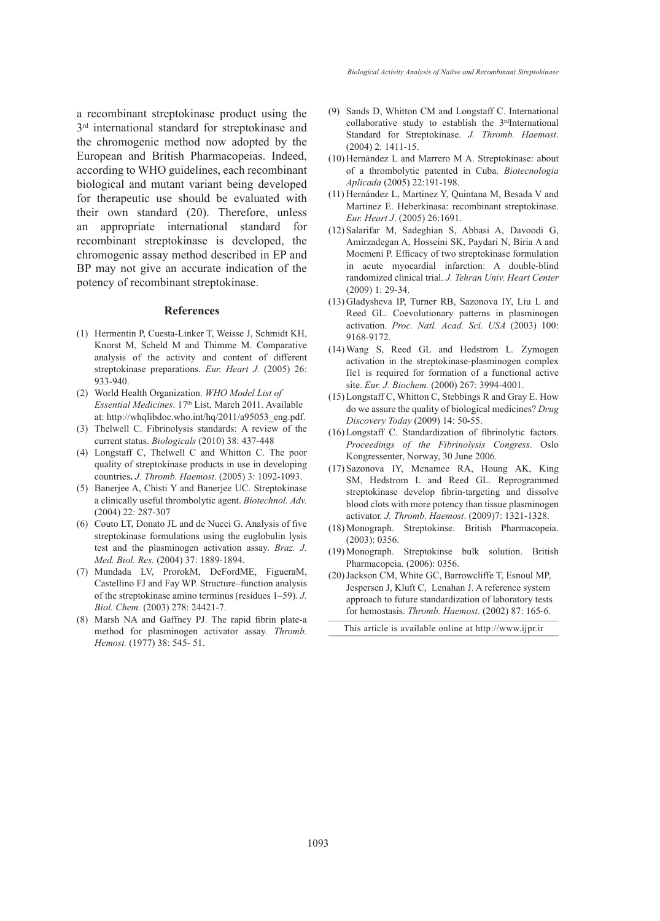a recombinant streptokinase product using the 3rd international standard for streptokinase and the chromogenic method now adopted by the European and British Pharmacopeias. Indeed, according to WHO guidelines, each recombinant biological and mutant variant being developed for therapeutic use should be evaluated with their own standard (20). Therefore, unless an appropriate international standard for recombinant streptokinase is developed, the chromogenic assay method described in EP and BP may not give an accurate indication of the potency of recombinant streptokinase.

## References

(1) Hermentin P, Cuesta-Linker T, Weisse J, Schmidt KH, Knorst M, Scheld M and Thimme M. Comparative analysis of the activity and content of different streptokinase preparations. *Eur. Heart J.* (2005) 26: 933-940.

(2) World Health Organization. *WHO Model List of Essential Medicines*. 17th List, March 2011. Available at: http://whqlibdoc.who.int/hq/2011/a95053_eng.pdf.

(3) Thelwell C. Fibrinolysis standards: A review of the current status. *Biologicals* (2010) 38: 437-448

(4) Longstaff C, Thelwell C and Whitton C. The poor quality of streptokinase products in use in developing countries**.** *J. Thromb. Haemost*. (2005) 3: 1092-1093.

(5) Banerjee A, Chisti Y and Banerjee UC. Streptokinase a clinically useful thrombolytic agent. *Biotechnol. Adv.* (2004) 22: 287-307

(6) Couto LT, Donato JL and de Nucci G. Analysis of five streptokinase formulations using the euglobulin lysis test and the plasminogen activation assay. *Braz. J. Med. Biol. Res.* (2004) 37: 1889-1894.

(7) Mundada LV, ProrokM, DeFordME, FigueraM, Castellino FJ and Fay WP. Structure–function analysis of the streptokinase amino terminus (residues 1–59). *J. Biol. Chem.* (2003) 278: 24421-7.

(8) Marsh NA and Gaffney PJ. The rapid fibrin plate-a method for plasminogen activator assay. *Thromb. Hemost.* (1977) 38: 545- 51.

(9) Sands D, Whitton CM and Longstaff C. International collaborative study to establish the 3rdInternational Standard for Streptokinase. *J. Thromb. Haemost*. (2004) 2: 1411-15.

(10) Hernández L and Marrero M A. Streptokinase: about of a thrombolytic patented in Cuba. *Biotecnologia Aplicada* (2005) 22:191-198.

(11) Hernández L, Martinez Y, Quintana M, Besada V and Martinez E. Heberkinasa: recombinant streptokinase. *Eur. Heart J*. (2005) 26:1691.

(12) Salarifar M, Sadeghian S, Abbasi A, Davoodi G, Amirzadegan A, Hosseini SK, Paydari N, Biria A and Moemeni P. Efficacy of two streptokinase formulation in acute myocardial infarction: A double-blind randomized clinical trial. *J. Tehran Univ. Heart Center* (2009) 1: 29-34.

(13) Gladysheva IP, Turner RB, Sazonova IY, Liu L and Reed GL. Coevolutionary patterns in plasminogen activation. *Proc. Natl. Acad. Sci. USA* (2003) 100: 9168-9172.

(14) Wang S, Reed GL and Hedstrom L. Zymogen activation in the streptokinase-plasminogen complex Ile1 is required for formation of a functional active site. *Eur. J. Biochem.* (2000) 267: 3994-4001.

(15) Longstaff C, Whitton C, Stebbings R and Gray E. How do we assure the quality of biological medicines? *Drug Discovery Today* (2009) 14: 50-55.

(16) Longstaff C. Standardization of fibrinolytic factors. *Proceedings of the Fibrinolysis Congress*. Oslo Kongressenter, Norway, 30 June 2006.

(17) Sazonova IY, Mcnamee RA, Houng AK, King SM, Hedstrom L and Reed GL. Reprogrammed streptokinase develop fibrin-targeting and dissolve blood clots with more potency than tissue plasminogen activator. *J. Thromb. Haemost*. (2009)7: 1321-1328.

(18) Monograph. Streptokinse. British Pharmacopeia. (2003): 0356.

(19) Monograph. Streptokinse bulk solution. British Pharmacopeia. (2006): 0356.

(20) Jackson CM, White GC, Barrowcliffe T, Esnoul MP, Jespersen J, Kluft C, Lenahan J. A reference system approach to future standardization of laboratory tests for hemostasis. *Thromb. Haemost*. (2002) 87: 165-6.

This article is available online at http://www.ijpr.ir